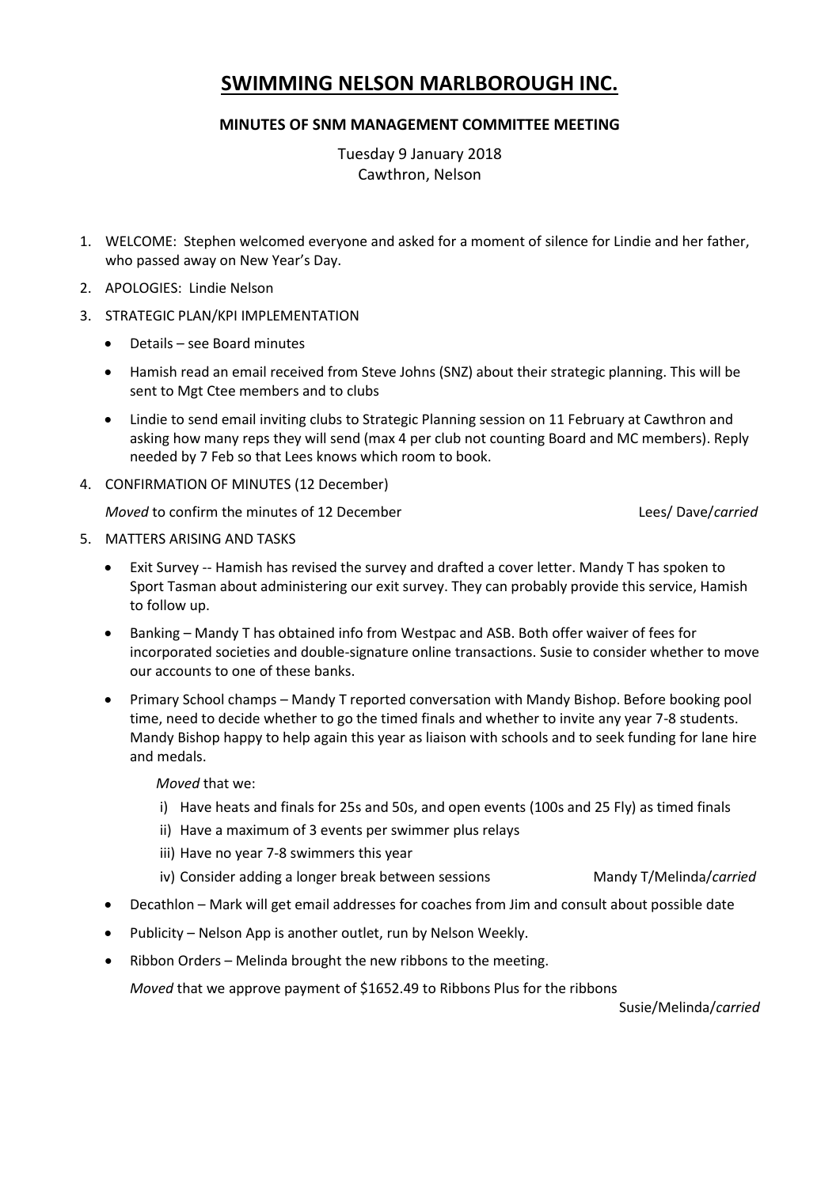# SWIMMING NELSON MARLBOROUGH INC.

**MINUTES OF SNM MANAGEMENT COMMITTEE MEETING**

Tuesday 9 January 2018
Cawthron, Nelson

1. WELCOME: Stephen welcomed everyone and asked for a moment of silence for Lindie and her father, who passed away on New Year's Day.
2. APOLOGIES: Lindie Nelson
3. STRATEGIC PLAN/KPI IMPLEMENTATION
   - Details – see Board minutes
   - Hamish read an email received from Steve Johns (SNZ) about their strategic planning. This will be sent to Mgt Ctee members and to clubs
   - Lindie to send email inviting clubs to Strategic Planning session on 11 February at Cawthron and asking how many reps they will send (max 4 per club not counting Board and MC members). Reply needed by 7 Feb so that Lees knows which room to book.
4. CONFIRMATION OF MINUTES (12 December)

   *Moved* to confirm the minutes of 12 December — Lees/ Dave/*carried*

5. MATTERS ARISING AND TASKS
   - Exit Survey -- Hamish has revised the survey and drafted a cover letter. Mandy T has spoken to Sport Tasman about administering our exit survey. They can probably provide this service, Hamish to follow up.
   - Banking – Mandy T has obtained info from Westpac and ASB. Both offer waiver of fees for incorporated societies and double-signature online transactions. Susie to consider whether to move our accounts to one of these banks.
   - Primary School champs – Mandy T reported conversation with Mandy Bishop. Before booking pool time, need to decide whether to go the timed finals and whether to invite any year 7-8 students. Mandy Bishop happy to help again this year as liaison with schools and to seek funding for lane hire and medals.

     *Moved* that we:

     i) Have heats and finals for 25s and 50s, and open events (100s and 25 Fly) as timed finals
     ii) Have a maximum of 3 events per swimmer plus relays
     iii) Have no year 7-8 swimmers this year
     iv) Consider adding a longer break between sessions — Mandy T/Melinda/*carried*

   - Decathlon – Mark will get email addresses for coaches from Jim and consult about possible date
   - Publicity – Nelson App is another outlet, run by Nelson Weekly.
   - Ribbon Orders – Melinda brought the new ribbons to the meeting.

     *Moved* that we approve payment of $1652.49 to Ribbons Plus for the ribbons — Susie/Melinda/*carried*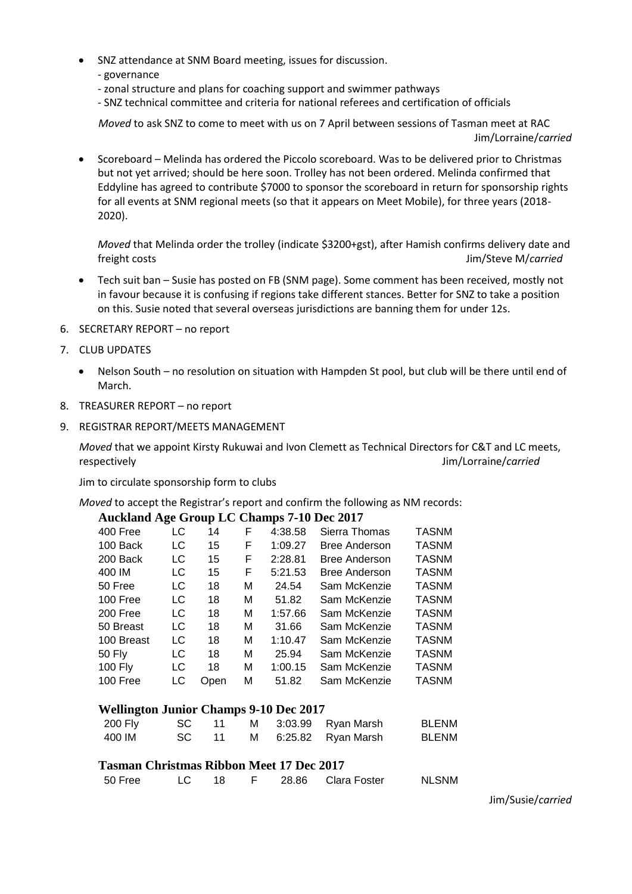- SNZ attendance at SNM Board meeting, issues for discussion.
  - governance
  - zonal structure and plans for coaching support and swimmer pathways
  - SNZ technical committee and criteria for national referees and certification of officials

  *Moved* to ask SNZ to come to meet with us on 7 April between sessions of Tasman meet at RAC
  Jim/Lorraine/*carried*

- Scoreboard – Melinda has ordered the Piccolo scoreboard. Was to be delivered prior to Christmas but not yet arrived; should be here soon. Trolley has not been ordered. Melinda confirmed that Eddyline has agreed to contribute $7000 to sponsor the scoreboard in return for sponsorship rights for all events at SNM regional meets (so that it appears on Meet Mobile), for three years (2018-2020).

  *Moved* that Melinda order the trolley (indicate $3200+gst), after Hamish confirms delivery date and freight costs
  Jim/Steve M/*carried*

- Tech suit ban – Susie has posted on FB (SNM page). Some comment has been received, mostly not in favour because it is confusing if regions take different stances. Better for SNZ to take a position on this. Susie noted that several overseas jurisdictions are banning them for under 12s.

6. SECRETARY REPORT – no report

7. CLUB UPDATES

   - Nelson South – no resolution on situation with Hampden St pool, but club will be there until end of March.

8. TREASURER REPORT – no report

9. REGISTRAR REPORT/MEETS MANAGEMENT

   *Moved* that we appoint Kirsty Rukuwai and Ivon Clemett as Technical Directors for C&T and LC meets, respectively
   Jim/Lorraine/*carried*

   Jim to circulate sponsorship form to clubs

   *Moved* to accept the Registrar's report and confirm the following as NM records:

**Auckland Age Group LC Champs 7-10 Dec 2017**

| | | | | | | |
|---|---|---|---|---|---|---|
| 400 Free | LC | 14 | F | 4:38.58 | Sierra Thomas | TASNM |
| 100 Back | LC | 15 | F | 1:09.27 | Bree Anderson | TASNM |
| 200 Back | LC | 15 | F | 2:28.81 | Bree Anderson | TASNM |
| 400 IM | LC | 15 | F | 5:21.53 | Bree Anderson | TASNM |
| 50 Free | LC | 18 | M | 24.54 | Sam McKenzie | TASNM |
| 100 Free | LC | 18 | M | 51.82 | Sam McKenzie | TASNM |
| 200 Free | LC | 18 | M | 1:57.66 | Sam McKenzie | TASNM |
| 50 Breast | LC | 18 | M | 31.66 | Sam McKenzie | TASNM |
| 100 Breast | LC | 18 | M | 1:10.47 | Sam McKenzie | TASNM |
| 50 Fly | LC | 18 | M | 25.94 | Sam McKenzie | TASNM |
| 100 Fly | LC | 18 | M | 1:00.15 | Sam McKenzie | TASNM |
| 100 Free | LC | Open | M | 51.82 | Sam McKenzie | TASNM |

**Wellington Junior Champs 9-10 Dec 2017**

| | | | | | | |
|---|---|---|---|---|---|---|
| 200 Fly | SC | 11 | M | 3:03.99 | Ryan Marsh | BLENM |
| 400 IM | SC | 11 | M | 6:25.82 | Ryan Marsh | BLENM |

**Tasman Christmas Ribbon Meet 17 Dec 2017**

| | | | | | | |
|---|---|---|---|---|---|---|
| 50 Free | LC | 18 | F | 28.86 | Clara Foster | NLSNM |

Jim/Susie/*carried*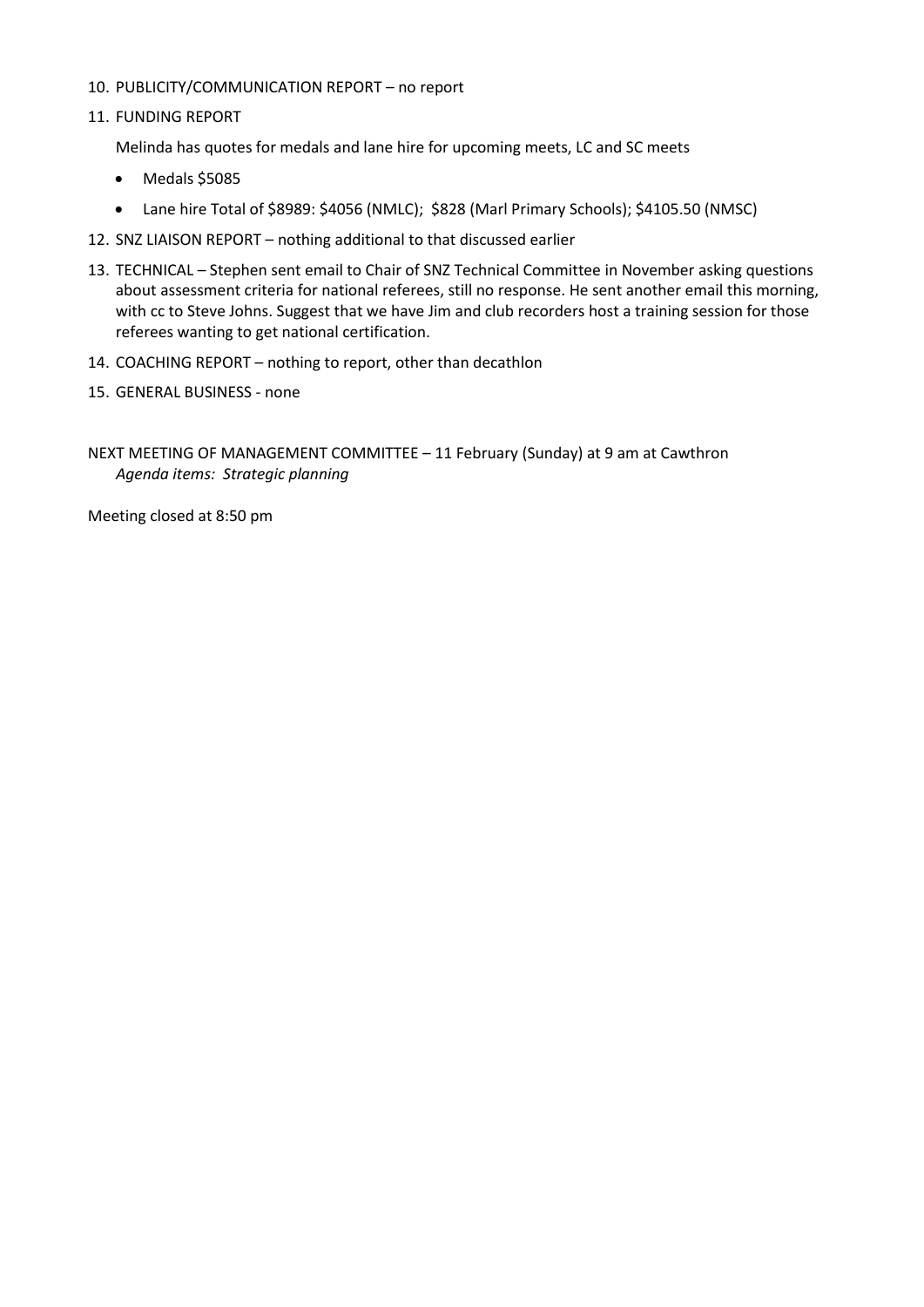10. PUBLICITY/COMMUNICATION REPORT – no report
11. FUNDING REPORT

    Melinda has quotes for medals and lane hire for upcoming meets, LC and SC meets

    - Medals $5085
    - Lane hire Total of $8989: $4056 (NMLC); $828 (Marl Primary Schools); $4105.50 (NMSC)

12. SNZ LIAISON REPORT – nothing additional to that discussed earlier
13. TECHNICAL – Stephen sent email to Chair of SNZ Technical Committee in November asking questions about assessment criteria for national referees, still no response. He sent another email this morning, with cc to Steve Johns. Suggest that we have Jim and club recorders host a training session for those referees wanting to get national certification.
14. COACHING REPORT – nothing to report, other than decathlon
15. GENERAL BUSINESS - none

NEXT MEETING OF MANAGEMENT COMMITTEE – 11 February (Sunday) at 9 am at Cawthron
*Agenda items: Strategic planning*

Meeting closed at 8:50 pm